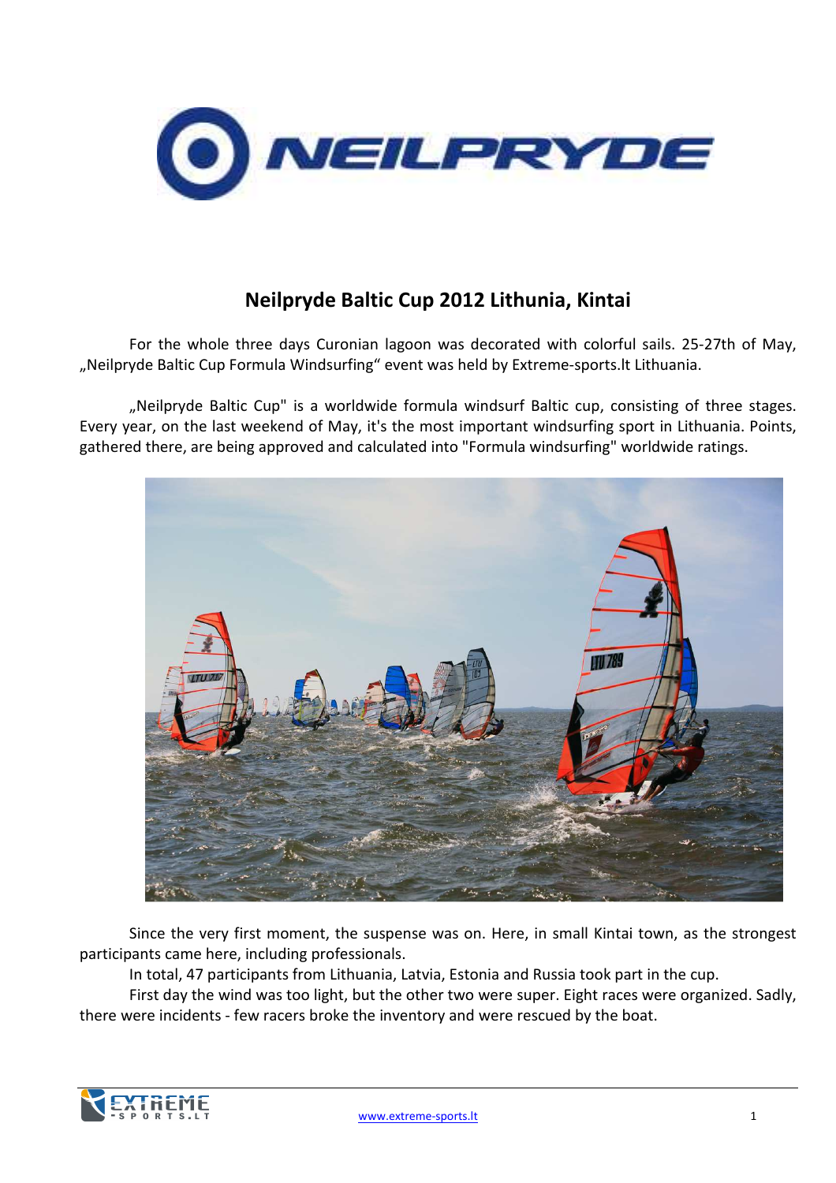# Neilpryde Baltic Cup 2012 Lithuania, Kintai

For the whole three days Curonian lagoon was decorated with colorful sails. 25-27th of May, „Neilpryde Baltic Cup Formula Windsurfing" event was held by Extreme-sports.lt Lithuania.

„Neilpryde Baltic Cup" is a worldwide formula windsurf Baltic cup, consisting of three stages. Every year, on the last weekend of May, it's the most important windsurfing sport in Lithuania. Points, gathered there, are being approved and calculated into "Formula windsurfing" worldwide ratings.

Since the very first moment, the suspense was on. Here, in small Kintai town, as the strongest participants came here, including professionals.

In total, 47 participants from Lithuania, Latvia, Estonia and Russia took part in the cup.

First day the wind was too light, but the other two were super. Eight races were organized. Sadly, there were incidents - few racers broke the inventory and were rescued by the boat.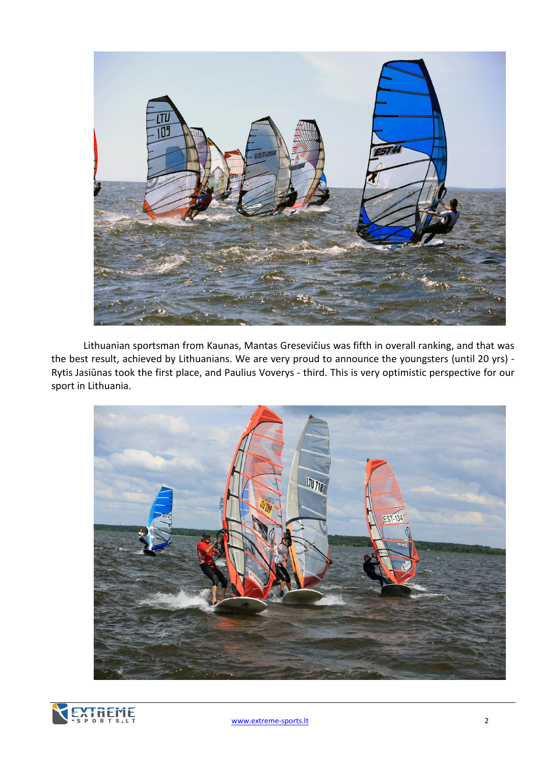Lithuanian sportsman from Kaunas, Mantas Gresevičius was fifth in overall ranking, and that was the best result, achieved by Lithuanians. We are very proud to announce the youngsters (until 20 yrs) - Rytis Jasiūnas took the first place, and Paulius Voverys - third. This is very optimistic perspective for our sport in Lithuania.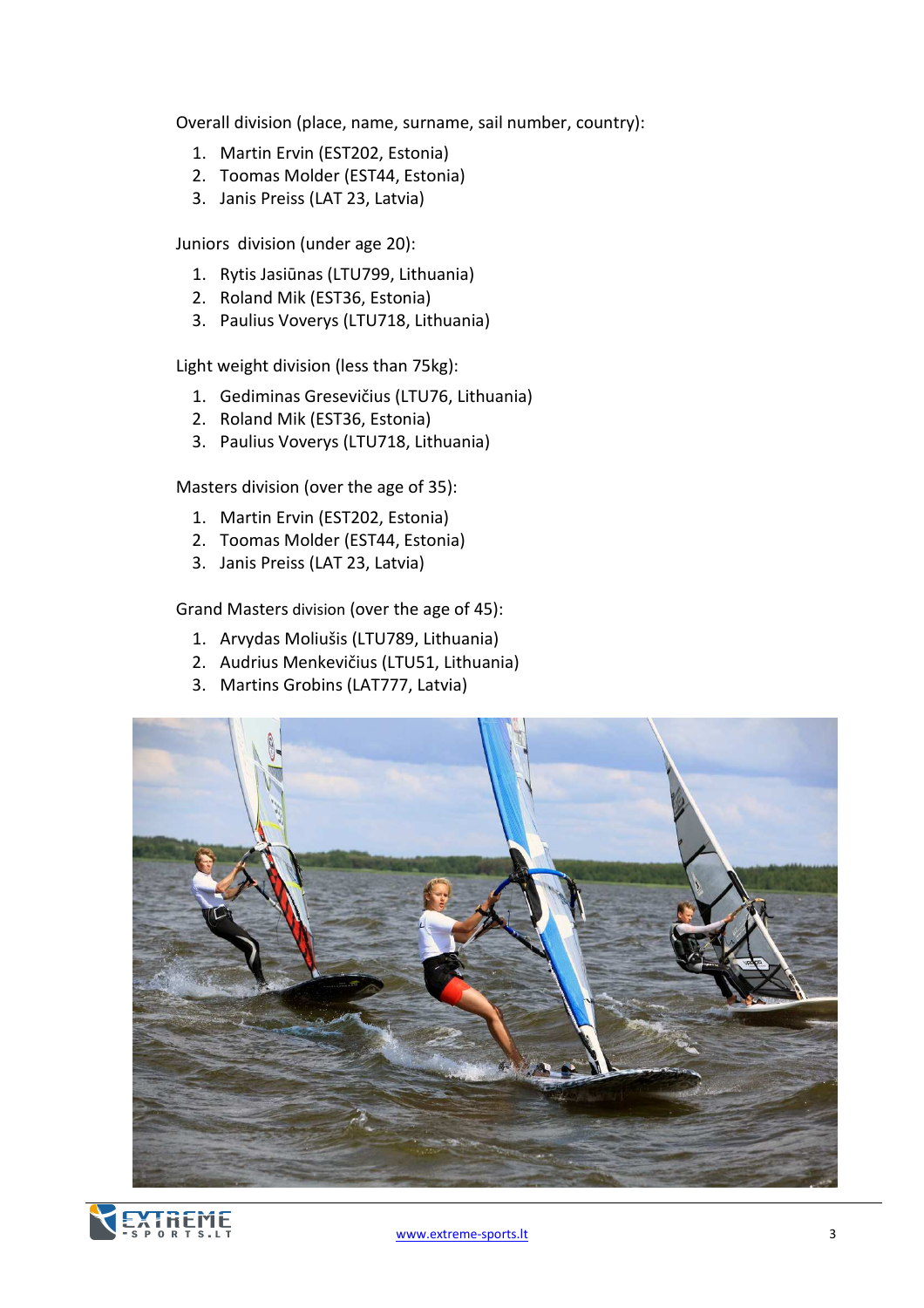Overall division (place, name, surname, sail number, country):

1. Martin Ervin (EST202, Estonia)
2. Toomas Molder (EST44, Estonia)
3. Janis Preiss (LAT 23, Latvia)

Juniors division (under age 20):

1. Rytis Jasiūnas (LTU799, Lithuania)
2. Roland Mik (EST36, Estonia)
3. Paulius Voverys (LTU718, Lithuania)

Light weight division (less than 75kg):

1. Gediminas Gresevičius (LTU76, Lithuania)
2. Roland Mik (EST36, Estonia)
3. Paulius Voverys (LTU718, Lithuania)

Masters division (over the age of 35):

1. Martin Ervin (EST202, Estonia)
2. Toomas Molder (EST44, Estonia)
3. Janis Preiss (LAT 23, Latvia)

Grand Masters division (over the age of 45):

1. Arvydas Moliušis (LTU789, Lithuania)
2. Audrius Menkevičius (LTU51, Lithuania)
3. Martins Grobins (LAT777, Latvia)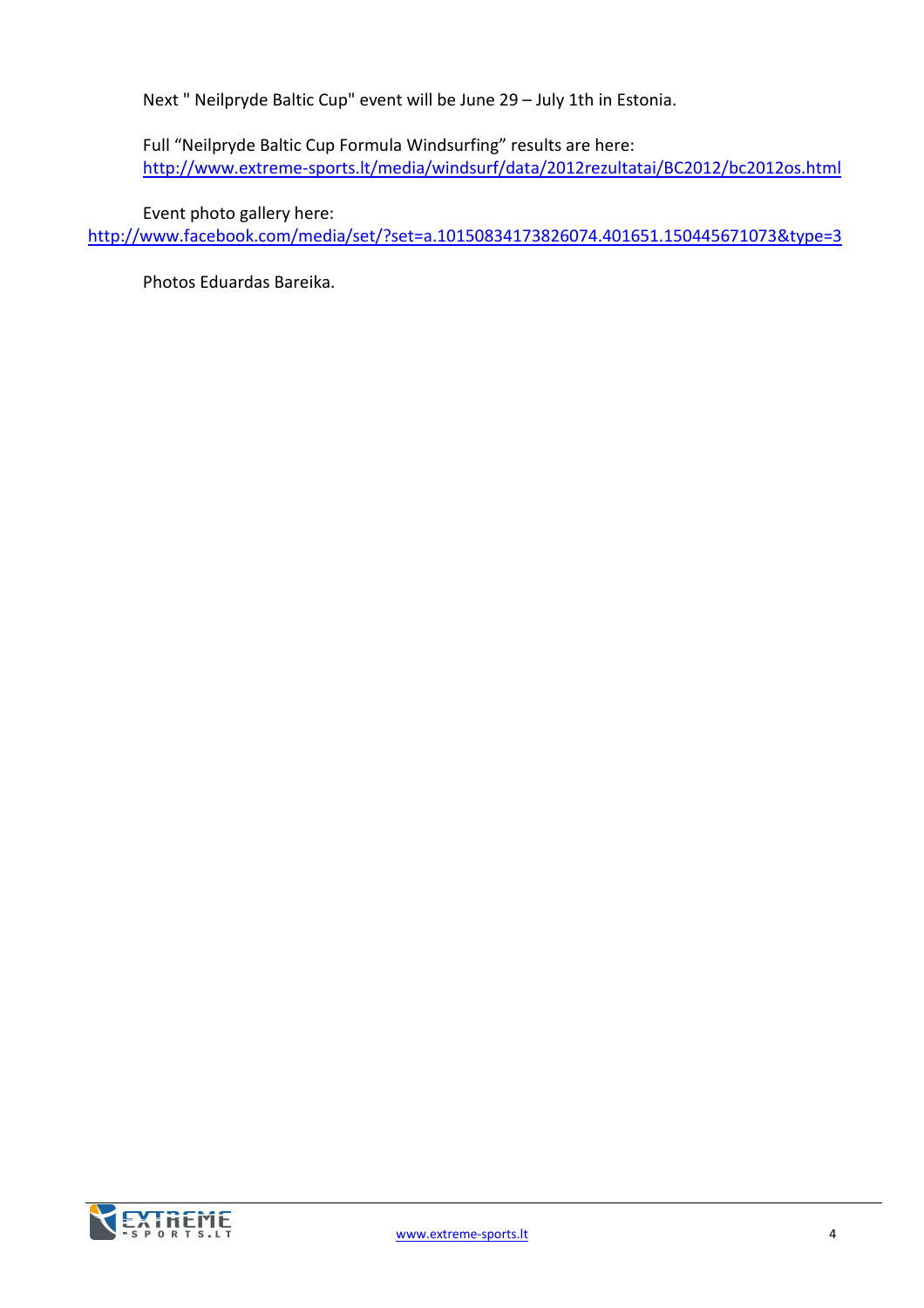Next " Neilpryde Baltic Cup" event will be June 29 – July 1th in Estonia.

Full "Neilpryde Baltic Cup Formula Windsurfing" results are here:
http://www.extreme-sports.lt/media/windsurf/data/2012rezultatai/BC2012/bc2012os.html

Event photo gallery here:
http://www.facebook.com/media/set/?set=a.10150834173826074.401651.150445671073&type=3

Photos Eduardas Bareika.